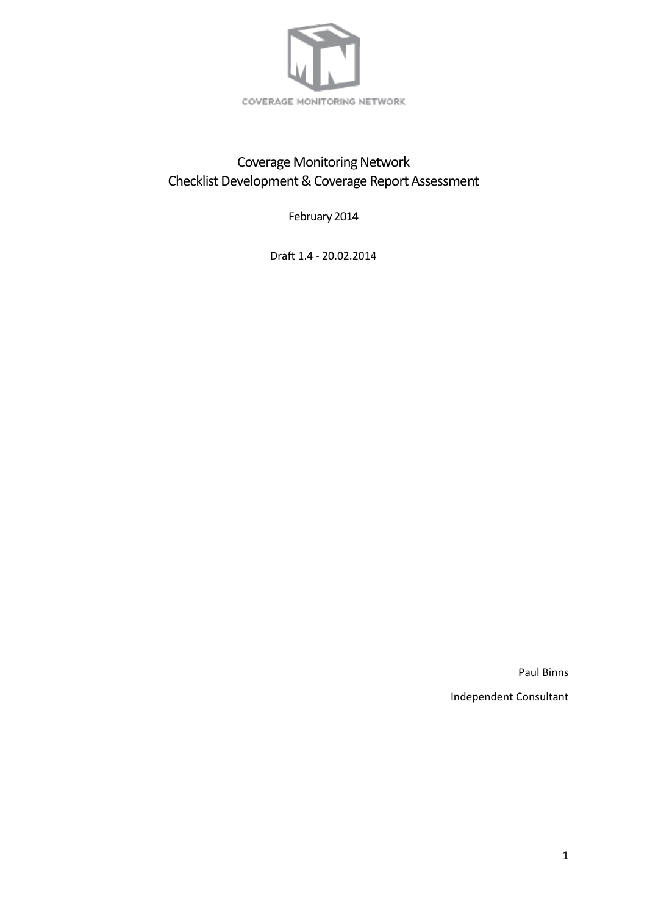COVERAGE MONITORING NETWORK

# Coverage Monitoring Network
# Checklist Development & Coverage Report Assessment

February 2014

Draft 1.4 - 20.02.2014

Paul Binns

Independent Consultant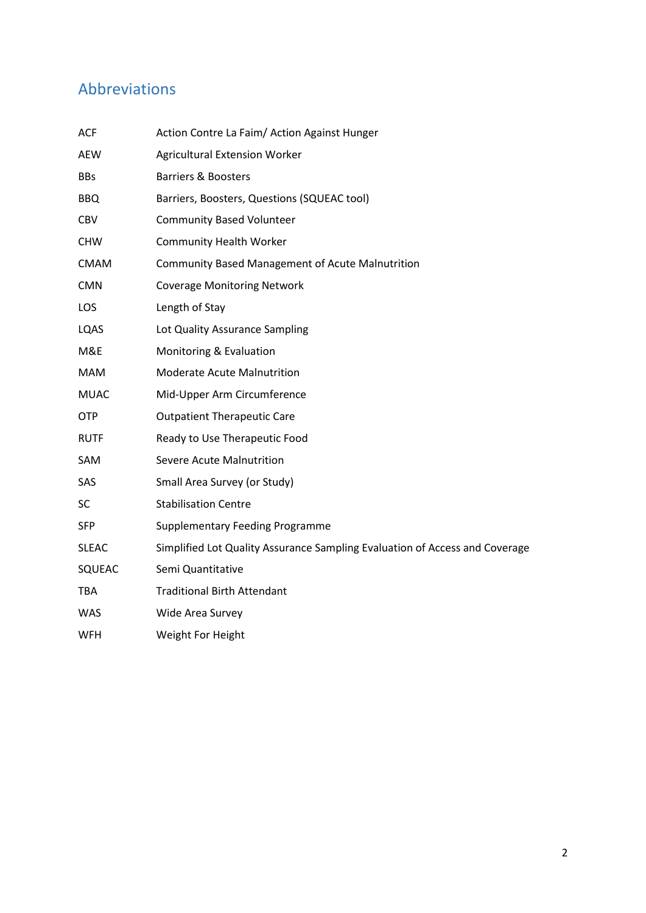## Abbreviations

| | |
|---|---|
| ACF | Action Contre La Faim/ Action Against Hunger |
| AEW | Agricultural Extension Worker |
| BBs | Barriers & Boosters |
| BBQ | Barriers, Boosters, Questions (SQUEAC tool) |
| CBV | Community Based Volunteer |
| CHW | Community Health Worker |
| CMAM | Community Based Management of Acute Malnutrition |
| CMN | Coverage Monitoring Network |
| LOS | Length of Stay |
| LQAS | Lot Quality Assurance Sampling |
| M&E | Monitoring & Evaluation |
| MAM | Moderate Acute Malnutrition |
| MUAC | Mid-Upper Arm Circumference |
| OTP | Outpatient Therapeutic Care |
| RUTF | Ready to Use Therapeutic Food |
| SAM | Severe Acute Malnutrition |
| SAS | Small Area Survey (or Study) |
| SC | Stabilisation Centre |
| SFP | Supplementary Feeding Programme |
| SLEAC | Simplified Lot Quality Assurance Sampling Evaluation of Access and Coverage |
| SQUEAC | Semi Quantitative |
| TBA | Traditional Birth Attendant |
| WAS | Wide Area Survey |
| WFH | Weight For Height |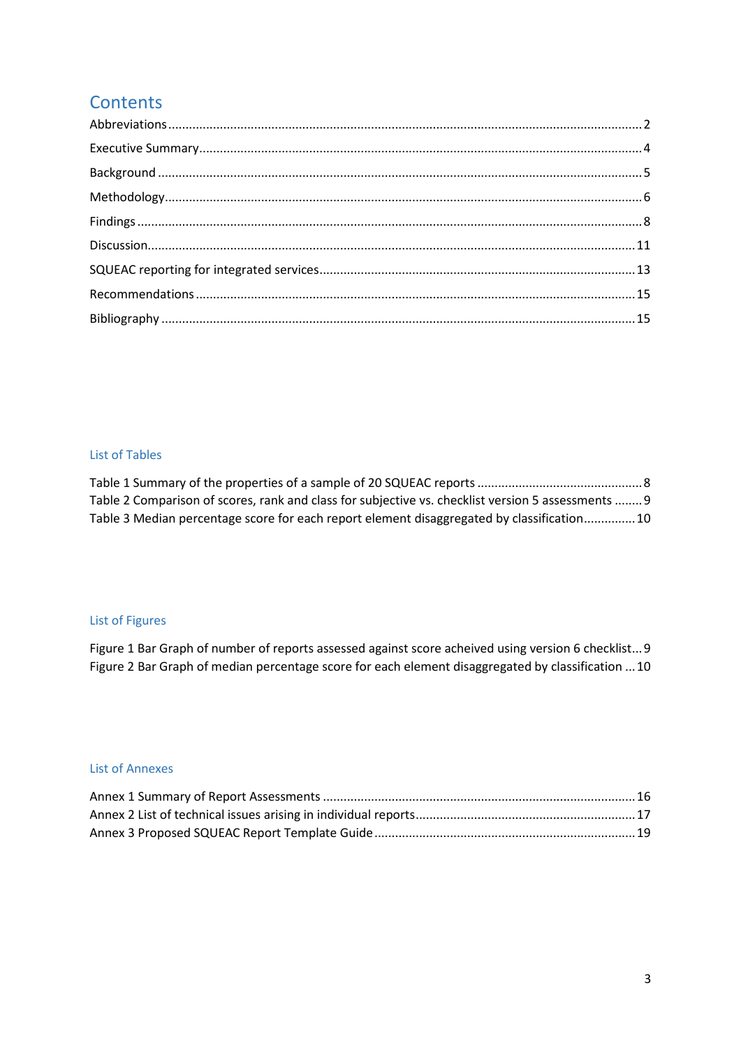# Contents

Abbreviations .......... 2

Executive Summary .......... 4

Background .......... 5

Methodology .......... 6

Findings .......... 8

Discussion .......... 11

SQUEAC reporting for integrated services .......... 13

Recommendations .......... 15

Bibliography .......... 15

## List of Tables

Table 1 Summary of the properties of a sample of 20 SQUEAC reports .......... 8
Table 2 Comparison of scores, rank and class for subjective vs. checklist version 5 assessments .......... 9
Table 3 Median percentage score for each report element disaggregated by classification .......... 10

## List of Figures

Figure 1 Bar Graph of number of reports assessed against score acheived using version 6 checklist .......... 9
Figure 2 Bar Graph of median percentage score for each element disaggregated by classification .......... 10

## List of Annexes

Annex 1 Summary of Report Assessments .......... 16
Annex 2 List of technical issues arising in individual reports .......... 17
Annex 3 Proposed SQUEAC Report Template Guide .......... 19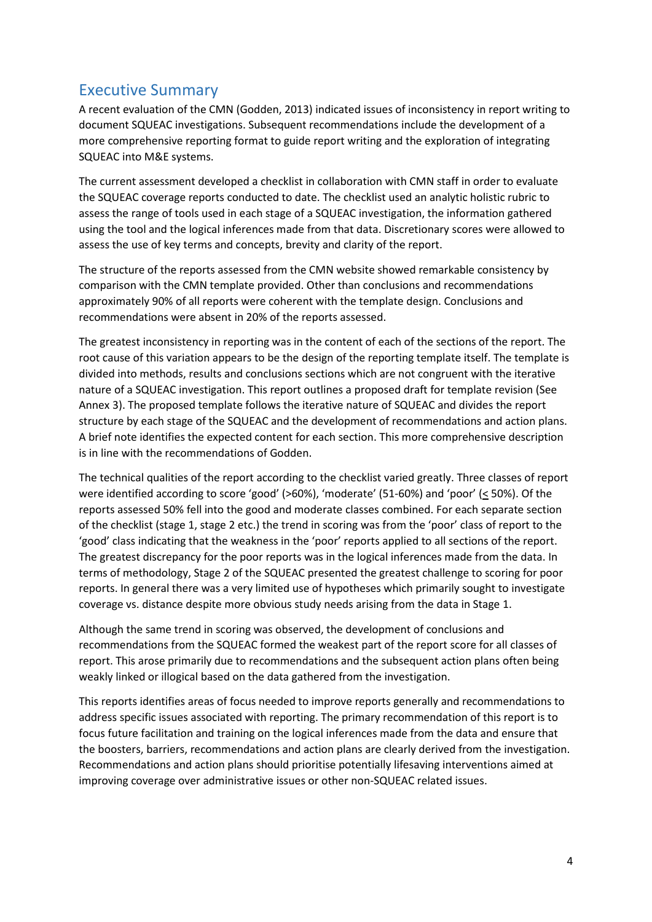## Executive Summary

A recent evaluation of the CMN (Godden, 2013) indicated issues of inconsistency in report writing to document SQUEAC investigations. Subsequent recommendations include the development of a more comprehensive reporting format to guide report writing and the exploration of integrating SQUEAC into M&E systems.

The current assessment developed a checklist in collaboration with CMN staff in order to evaluate the SQUEAC coverage reports conducted to date. The checklist used an analytic holistic rubric to assess the range of tools used in each stage of a SQUEAC investigation, the information gathered using the tool and the logical inferences made from that data. Discretionary scores were allowed to assess the use of key terms and concepts, brevity and clarity of the report.

The structure of the reports assessed from the CMN website showed remarkable consistency by comparison with the CMN template provided. Other than conclusions and recommendations approximately 90% of all reports were coherent with the template design. Conclusions and recommendations were absent in 20% of the reports assessed.

The greatest inconsistency in reporting was in the content of each of the sections of the report. The root cause of this variation appears to be the design of the reporting template itself. The template is divided into methods, results and conclusions sections which are not congruent with the iterative nature of a SQUEAC investigation. This report outlines a proposed draft for template revision (See Annex 3). The proposed template follows the iterative nature of SQUEAC and divides the report structure by each stage of the SQUEAC and the development of recommendations and action plans. A brief note identifies the expected content for each section. This more comprehensive description is in line with the recommendations of Godden.

The technical qualities of the report according to the checklist varied greatly. Three classes of report were identified according to score 'good' (>60%), 'moderate' (51-60%) and 'poor' (≤ 50%). Of the reports assessed 50% fell into the good and moderate classes combined. For each separate section of the checklist (stage 1, stage 2 etc.) the trend in scoring was from the 'poor' class of report to the 'good' class indicating that the weakness in the 'poor' reports applied to all sections of the report. The greatest discrepancy for the poor reports was in the logical inferences made from the data. In terms of methodology, Stage 2 of the SQUEAC presented the greatest challenge to scoring for poor reports. In general there was a very limited use of hypotheses which primarily sought to investigate coverage vs. distance despite more obvious study needs arising from the data in Stage 1.

Although the same trend in scoring was observed, the development of conclusions and recommendations from the SQUEAC formed the weakest part of the report score for all classes of report. This arose primarily due to recommendations and the subsequent action plans often being weakly linked or illogical based on the data gathered from the investigation.

This reports identifies areas of focus needed to improve reports generally and recommendations to address specific issues associated with reporting. The primary recommendation of this report is to focus future facilitation and training on the logical inferences made from the data and ensure that the boosters, barriers, recommendations and action plans are clearly derived from the investigation. Recommendations and action plans should prioritise potentially lifesaving interventions aimed at improving coverage over administrative issues or other non-SQUEAC related issues.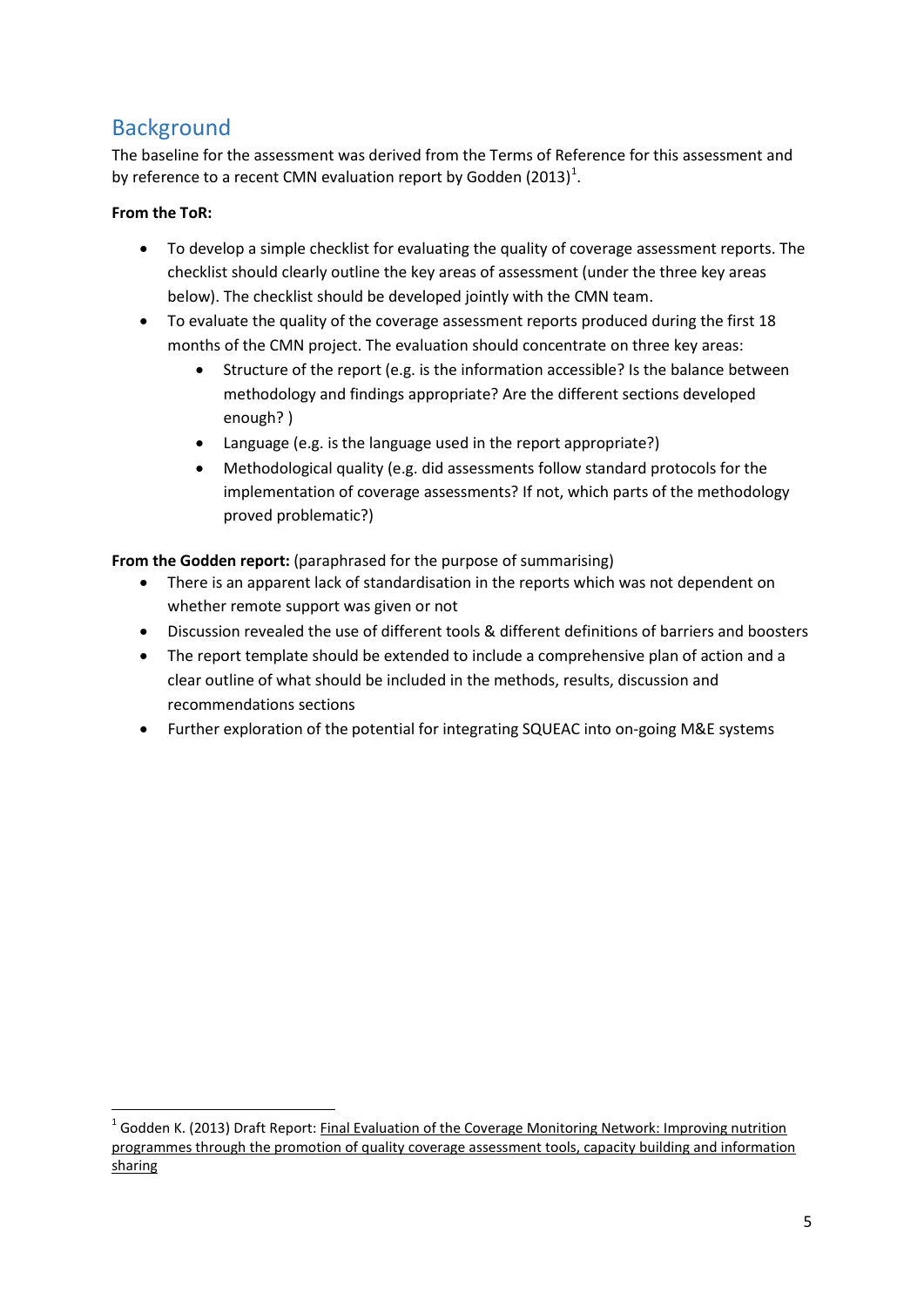## Background

The baseline for the assessment was derived from the Terms of Reference for this assessment and by reference to a recent CMN evaluation report by Godden (2013)[1].

**From the ToR:**

- To develop a simple checklist for evaluating the quality of coverage assessment reports. The checklist should clearly outline the key areas of assessment (under the three key areas below). The checklist should be developed jointly with the CMN team.
- To evaluate the quality of the coverage assessment reports produced during the first 18 months of the CMN project. The evaluation should concentrate on three key areas:
    - Structure of the report (e.g. is the information accessible? Is the balance between methodology and findings appropriate? Are the different sections developed enough? )
    - Language (e.g. is the language used in the report appropriate?)
    - Methodological quality (e.g. did assessments follow standard protocols for the implementation of coverage assessments? If not, which parts of the methodology proved problematic?)

**From the Godden report:** (paraphrased for the purpose of summarising)

- There is an apparent lack of standardisation in the reports which was not dependent on whether remote support was given or not
- Discussion revealed the use of different tools & different definitions of barriers and boosters
- The report template should be extended to include a comprehensive plan of action and a clear outline of what should be included in the methods, results, discussion and recommendations sections
- Further exploration of the potential for integrating SQUEAC into on-going M&E systems

---

[1] Godden K. (2013) Draft Report: Final Evaluation of the Coverage Monitoring Network: Improving nutrition programmes through the promotion of quality coverage assessment tools, capacity building and information sharing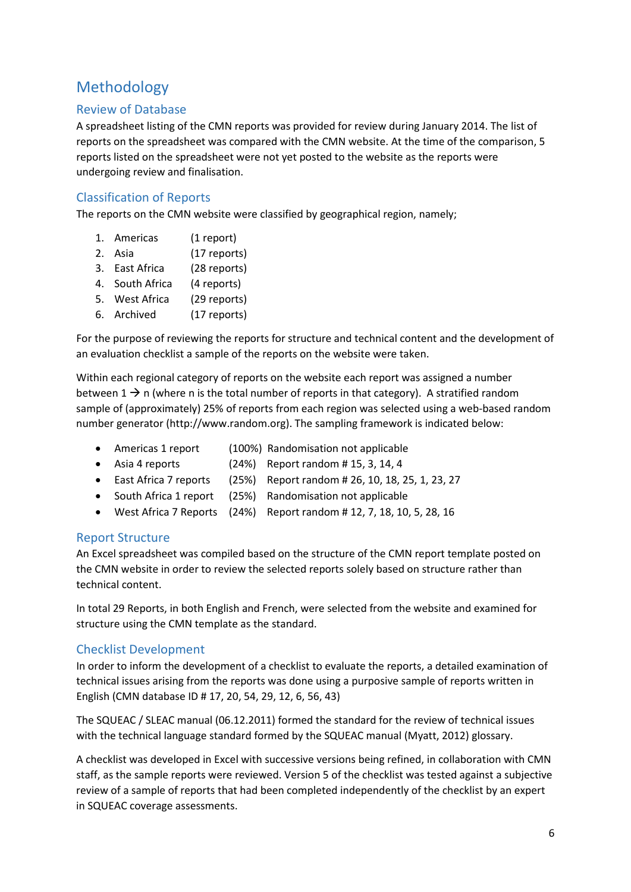# Methodology

## Review of Database

A spreadsheet listing of the CMN reports was provided for review during January 2014. The list of reports on the spreadsheet was compared with the CMN website. At the time of the comparison, 5 reports listed on the spreadsheet were not yet posted to the website as the reports were undergoing review and finalisation.

## Classification of Reports

The reports on the CMN website were classified by geographical region, namely;

1. Americas (1 report)
2. Asia (17 reports)
3. East Africa (28 reports)
4. South Africa (4 reports)
5. West Africa (29 reports)
6. Archived (17 reports)

For the purpose of reviewing the reports for structure and technical content and the development of an evaluation checklist a sample of the reports on the website were taken.

Within each regional category of reports on the website each report was assigned a number between 1 → n (where n is the total number of reports in that category). A stratified random sample of (approximately) 25% of reports from each region was selected using a web-based random number generator (http://www.random.org). The sampling framework is indicated below:

- Americas 1 report (100%) Randomisation not applicable
- Asia 4 reports (24%) Report random # 15, 3, 14, 4
- East Africa 7 reports (25%) Report random # 26, 10, 18, 25, 1, 23, 27
- South Africa 1 report (25%) Randomisation not applicable
- West Africa 7 Reports (24%) Report random # 12, 7, 18, 10, 5, 28, 16

## Report Structure

An Excel spreadsheet was compiled based on the structure of the CMN report template posted on the CMN website in order to review the selected reports solely based on structure rather than technical content.

In total 29 Reports, in both English and French, were selected from the website and examined for structure using the CMN template as the standard.

## Checklist Development

In order to inform the development of a checklist to evaluate the reports, a detailed examination of technical issues arising from the reports was done using a purposive sample of reports written in English (CMN database ID # 17, 20, 54, 29, 12, 6, 56, 43)

The SQUEAC / SLEAC manual (06.12.2011) formed the standard for the review of technical issues with the technical language standard formed by the SQUEAC manual (Myatt, 2012) glossary.

A checklist was developed in Excel with successive versions being refined, in collaboration with CMN staff, as the sample reports were reviewed. Version 5 of the checklist was tested against a subjective review of a sample of reports that had been completed independently of the checklist by an expert in SQUEAC coverage assessments.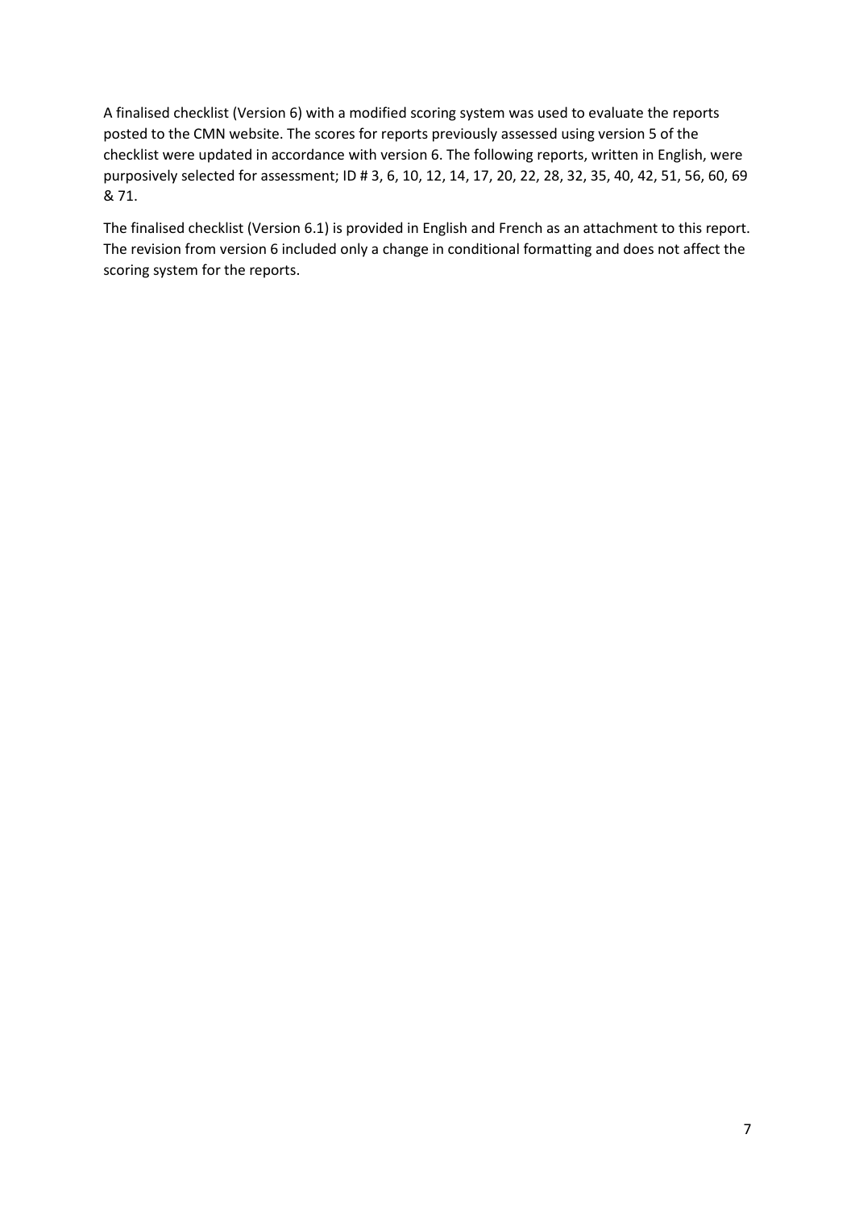A finalised checklist (Version 6) with a modified scoring system was used to evaluate the reports posted to the CMN website. The scores for reports previously assessed using version 5 of the checklist were updated in accordance with version 6. The following reports, written in English, were purposively selected for assessment; ID # 3, 6, 10, 12, 14, 17, 20, 22, 28, 32, 35, 40, 42, 51, 56, 60, 69 & 71.

The finalised checklist (Version 6.1) is provided in English and French as an attachment to this report. The revision from version 6 included only a change in conditional formatting and does not affect the scoring system for the reports.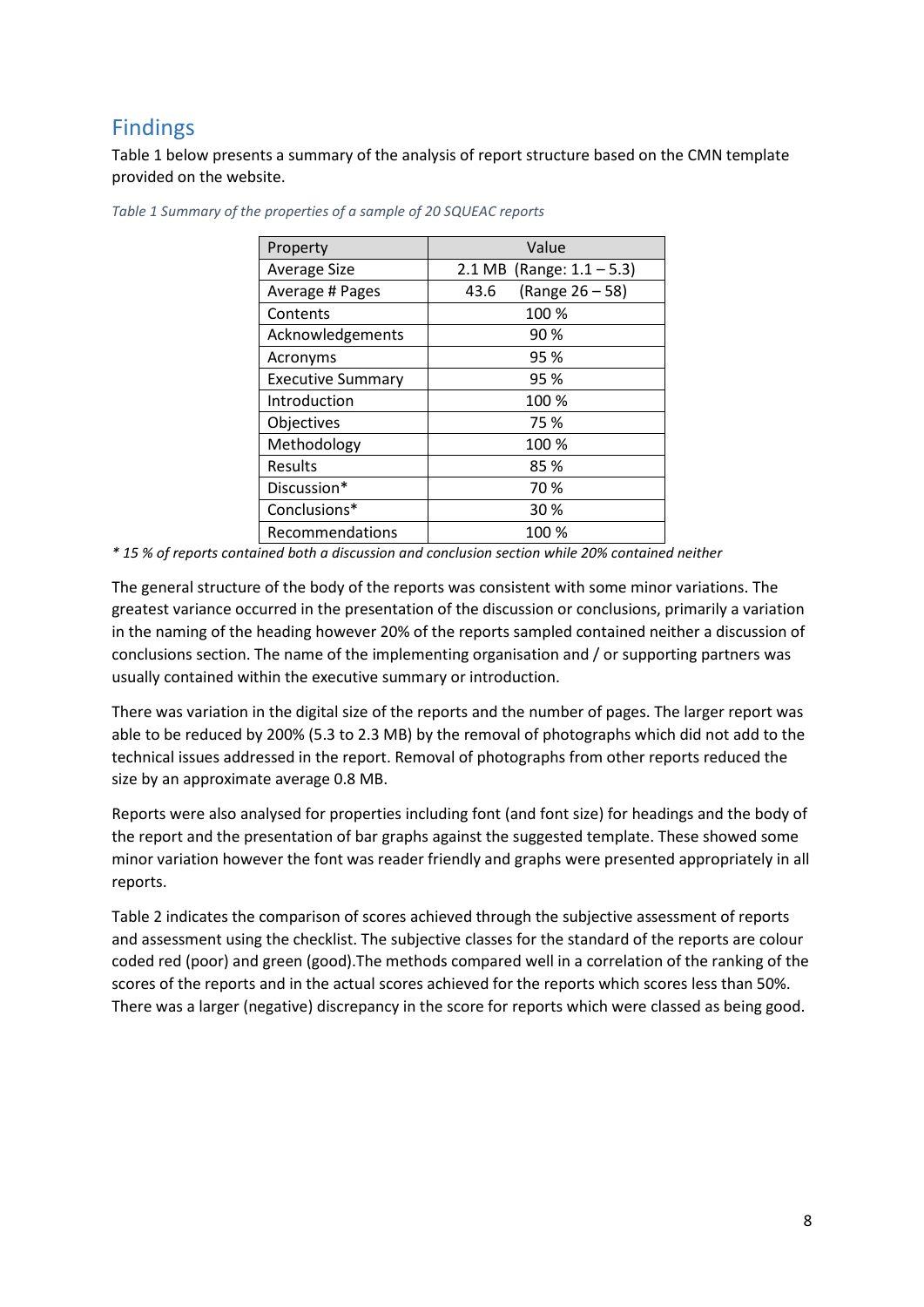## Findings

Table 1 below presents a summary of the analysis of report structure based on the CMN template provided on the website.

*Table 1 Summary of the properties of a sample of 20 SQUEAC reports*

| Property | Value |
|---|---|
| Average Size | 2.1 MB (Range: 1.1 – 5.3) |
| Average # Pages | 43.6 (Range 26 – 58) |
| Contents | 100 % |
| Acknowledgements | 90 % |
| Acronyms | 95 % |
| Executive Summary | 95 % |
| Introduction | 100 % |
| Objectives | 75 % |
| Methodology | 100 % |
| Results | 85 % |
| Discussion* | 70 % |
| Conclusions* | 30 % |
| Recommendations | 100 % |

*\* 15 % of reports contained both a discussion and conclusion section while 20% contained neither*

The general structure of the body of the reports was consistent with some minor variations. The greatest variance occurred in the presentation of the discussion or conclusions, primarily a variation in the naming of the heading however 20% of the reports sampled contained neither a discussion of conclusions section. The name of the implementing organisation and / or supporting partners was usually contained within the executive summary or introduction.

There was variation in the digital size of the reports and the number of pages. The larger report was able to be reduced by 200% (5.3 to 2.3 MB) by the removal of photographs which did not add to the technical issues addressed in the report. Removal of photographs from other reports reduced the size by an approximate average 0.8 MB.

Reports were also analysed for properties including font (and font size) for headings and the body of the report and the presentation of bar graphs against the suggested template. These showed some minor variation however the font was reader friendly and graphs were presented appropriately in all reports.

Table 2 indicates the comparison of scores achieved through the subjective assessment of reports and assessment using the checklist. The subjective classes for the standard of the reports are colour coded red (poor) and green (good).The methods compared well in a correlation of the ranking of the scores of the reports and in the actual scores achieved for the reports which scores less than 50%. There was a larger (negative) discrepancy in the score for reports which were classed as being good.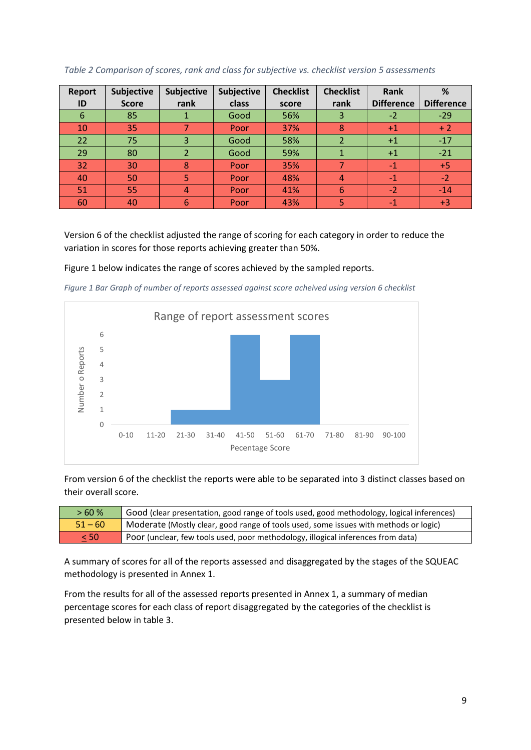*Table 2 Comparison of scores, rank and class for subjective vs. checklist version 5 assessments*

| Report ID | Subjective Score | Subjective rank | Subjective class | Checklist score | Checklist rank | Rank Difference | % Difference |
|---|---|---|---|---|---|---|---|
| 6 | 85 | 1 | Good | 56% | 3 | -2 | -29 |
| 10 | 35 | 7 | Poor | 37% | 8 | +1 | + 2 |
| 22 | 75 | 3 | Good | 58% | 2 | +1 | -17 |
| 29 | 80 | 2 | Good | 59% | 1 | +1 | -21 |
| 32 | 30 | 8 | Poor | 35% | 7 | -1 | +5 |
| 40 | 50 | 5 | Poor | 48% | 4 | -1 | -2 |
| 51 | 55 | 4 | Poor | 41% | 6 | -2 | -14 |
| 60 | 40 | 6 | Poor | 43% | 5 | -1 | +3 |

Version 6 of the checklist adjusted the range of scoring for each category in order to reduce the variation in scores for those reports achieving greater than 50%.

Figure 1 below indicates the range of scores achieved by the sampled reports.

*Figure 1 Bar Graph of number of reports assessed against score acheived using version 6 checklist*

From version 6 of the checklist the reports were able to be separated into 3 distinct classes based on their overall score.

| > 60 % | Good (clear presentation, good range of tools used, good methodology, logical inferences) |
|---|---|
| 51 – 60 | Moderate (Mostly clear, good range of tools used, some issues with methods or logic) |
| ≤ 50 | Poor (unclear, few tools used, poor methodology, illogical inferences from data) |

A summary of scores for all of the reports assessed and disaggregated by the stages of the SQUEAC methodology is presented in Annex 1.

From the results for all of the assessed reports presented in Annex 1, a summary of median percentage scores for each class of report disaggregated by the categories of the checklist is presented below in table 3.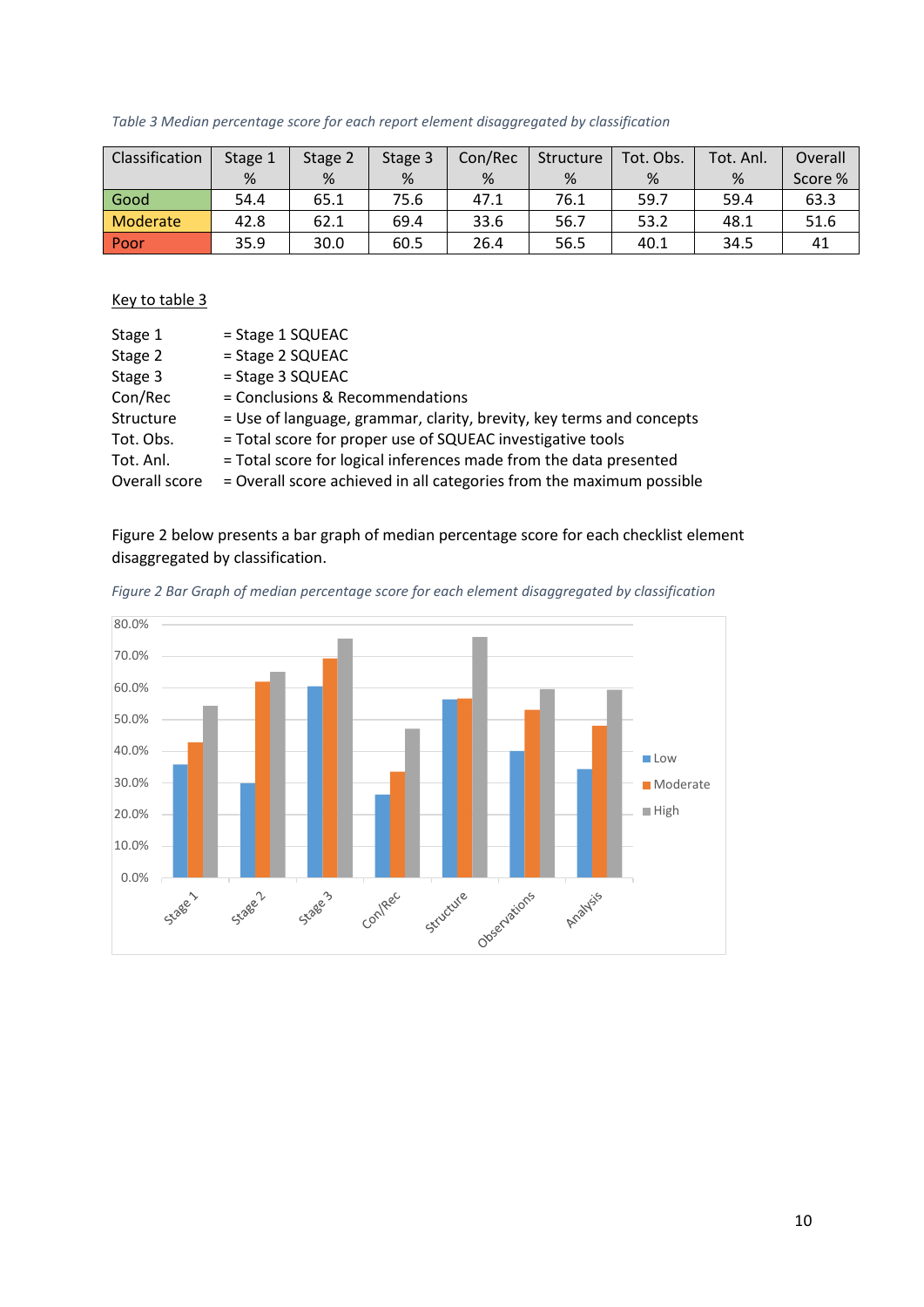*Table 3 Median percentage score for each report element disaggregated by classification*

| Classification | Stage 1 % | Stage 2 % | Stage 3 % | Con/Rec % | Structure % | Tot. Obs. % | Tot. Anl. % | Overall Score % |
|---|---|---|---|---|---|---|---|---|
| Good | 54.4 | 65.1 | 75.6 | 47.1 | 76.1 | 59.7 | 59.4 | 63.3 |
| Moderate | 42.8 | 62.1 | 69.4 | 33.6 | 56.7 | 53.2 | 48.1 | 51.6 |
| Poor | 35.9 | 30.0 | 60.5 | 26.4 | 56.5 | 40.1 | 34.5 | 41 |

Key to table 3

| | |
|---|---|
| Stage 1 | = Stage 1 SQUEAC |
| Stage 2 | = Stage 2 SQUEAC |
| Stage 3 | = Stage 3 SQUEAC |
| Con/Rec | = Conclusions & Recommendations |
| Structure | = Use of language, grammar, clarity, brevity, key terms and concepts |
| Tot. Obs. | = Total score for proper use of SQUEAC investigative tools |
| Tot. Anl. | = Total score for logical inferences made from the data presented |
| Overall score | = Overall score achieved in all categories from the maximum possible |

Figure 2 below presents a bar graph of median percentage score for each checklist element disaggregated by classification.

*Figure 2 Bar Graph of median percentage score for each element disaggregated by classification*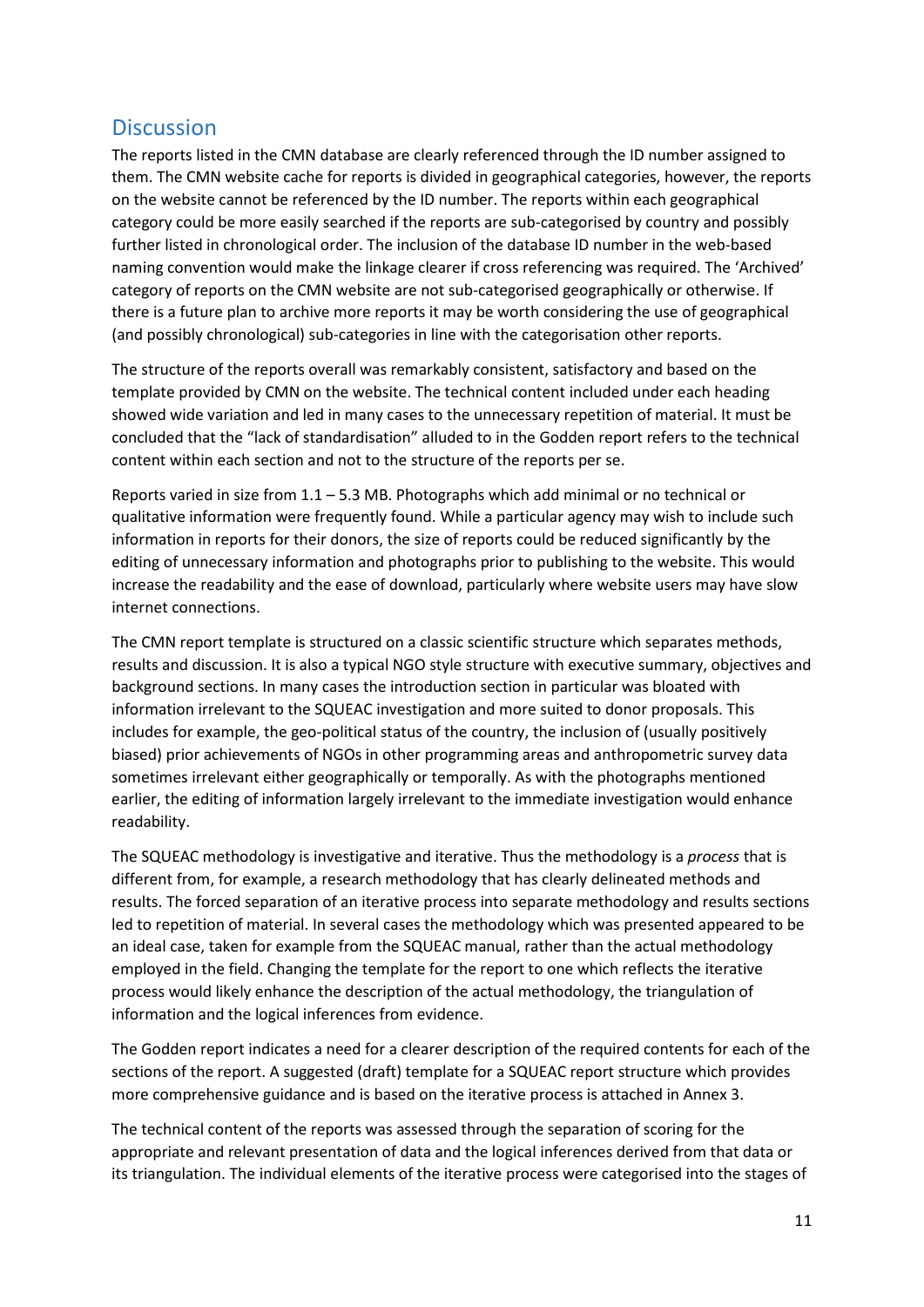## Discussion

The reports listed in the CMN database are clearly referenced through the ID number assigned to them. The CMN website cache for reports is divided in geographical categories, however, the reports on the website cannot be referenced by the ID number. The reports within each geographical category could be more easily searched if the reports are sub-categorised by country and possibly further listed in chronological order. The inclusion of the database ID number in the web-based naming convention would make the linkage clearer if cross referencing was required. The 'Archived' category of reports on the CMN website are not sub-categorised geographically or otherwise. If there is a future plan to archive more reports it may be worth considering the use of geographical (and possibly chronological) sub-categories in line with the categorisation other reports.

The structure of the reports overall was remarkably consistent, satisfactory and based on the template provided by CMN on the website. The technical content included under each heading showed wide variation and led in many cases to the unnecessary repetition of material. It must be concluded that the "lack of standardisation" alluded to in the Godden report refers to the technical content within each section and not to the structure of the reports per se.

Reports varied in size from 1.1 – 5.3 MB. Photographs which add minimal or no technical or qualitative information were frequently found. While a particular agency may wish to include such information in reports for their donors, the size of reports could be reduced significantly by the editing of unnecessary information and photographs prior to publishing to the website. This would increase the readability and the ease of download, particularly where website users may have slow internet connections.

The CMN report template is structured on a classic scientific structure which separates methods, results and discussion. It is also a typical NGO style structure with executive summary, objectives and background sections. In many cases the introduction section in particular was bloated with information irrelevant to the SQUEAC investigation and more suited to donor proposals. This includes for example, the geo-political status of the country, the inclusion of (usually positively biased) prior achievements of NGOs in other programming areas and anthropometric survey data sometimes irrelevant either geographically or temporally. As with the photographs mentioned earlier, the editing of information largely irrelevant to the immediate investigation would enhance readability.

The SQUEAC methodology is investigative and iterative. Thus the methodology is a *process* that is different from, for example, a research methodology that has clearly delineated methods and results. The forced separation of an iterative process into separate methodology and results sections led to repetition of material. In several cases the methodology which was presented appeared to be an ideal case, taken for example from the SQUEAC manual, rather than the actual methodology employed in the field. Changing the template for the report to one which reflects the iterative process would likely enhance the description of the actual methodology, the triangulation of information and the logical inferences from evidence.

The Godden report indicates a need for a clearer description of the required contents for each of the sections of the report. A suggested (draft) template for a SQUEAC report structure which provides more comprehensive guidance and is based on the iterative process is attached in Annex 3.

The technical content of the reports was assessed through the separation of scoring for the appropriate and relevant presentation of data and the logical inferences derived from that data or its triangulation. The individual elements of the iterative process were categorised into the stages of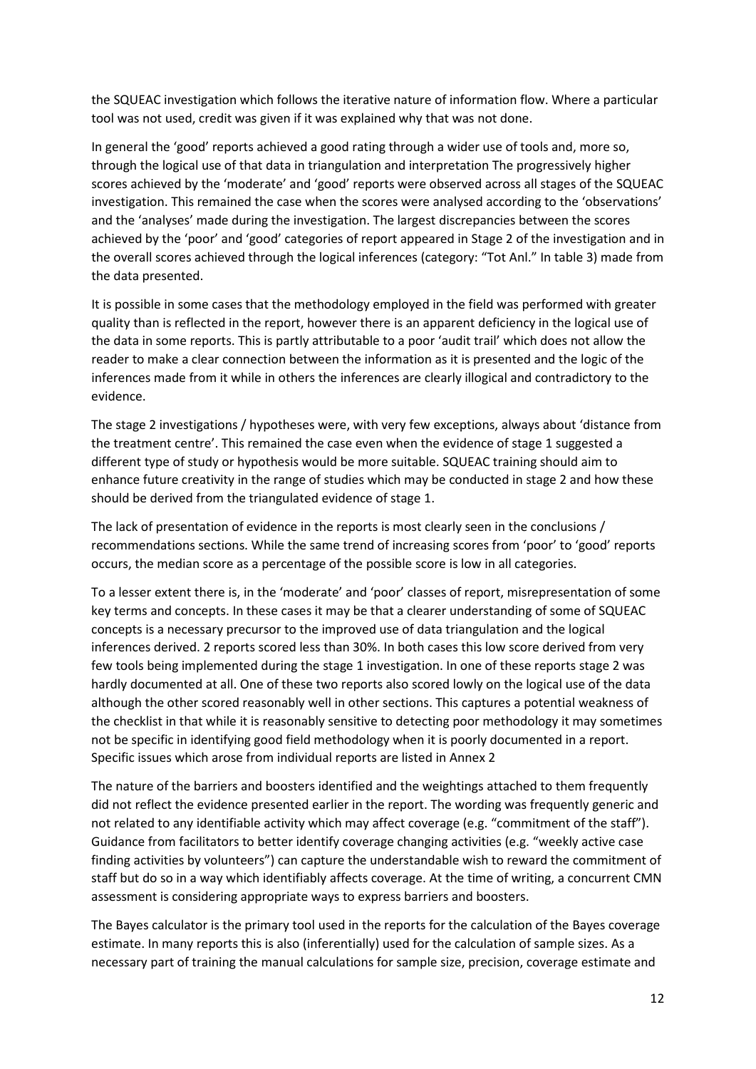the SQUEAC investigation which follows the iterative nature of information flow. Where a particular tool was not used, credit was given if it was explained why that was not done.

In general the 'good' reports achieved a good rating through a wider use of tools and, more so, through the logical use of that data in triangulation and interpretation The progressively higher scores achieved by the 'moderate' and 'good' reports were observed across all stages of the SQUEAC investigation. This remained the case when the scores were analysed according to the 'observations' and the 'analyses' made during the investigation. The largest discrepancies between the scores achieved by the 'poor' and 'good' categories of report appeared in Stage 2 of the investigation and in the overall scores achieved through the logical inferences (category: "Tot Anl." In table 3) made from the data presented.

It is possible in some cases that the methodology employed in the field was performed with greater quality than is reflected in the report, however there is an apparent deficiency in the logical use of the data in some reports. This is partly attributable to a poor 'audit trail' which does not allow the reader to make a clear connection between the information as it is presented and the logic of the inferences made from it while in others the inferences are clearly illogical and contradictory to the evidence.

The stage 2 investigations / hypotheses were, with very few exceptions, always about 'distance from the treatment centre'. This remained the case even when the evidence of stage 1 suggested a different type of study or hypothesis would be more suitable. SQUEAC training should aim to enhance future creativity in the range of studies which may be conducted in stage 2 and how these should be derived from the triangulated evidence of stage 1.

The lack of presentation of evidence in the reports is most clearly seen in the conclusions / recommendations sections. While the same trend of increasing scores from 'poor' to 'good' reports occurs, the median score as a percentage of the possible score is low in all categories.

To a lesser extent there is, in the 'moderate' and 'poor' classes of report, misrepresentation of some key terms and concepts. In these cases it may be that a clearer understanding of some of SQUEAC concepts is a necessary precursor to the improved use of data triangulation and the logical inferences derived. 2 reports scored less than 30%. In both cases this low score derived from very few tools being implemented during the stage 1 investigation. In one of these reports stage 2 was hardly documented at all. One of these two reports also scored lowly on the logical use of the data although the other scored reasonably well in other sections. This captures a potential weakness of the checklist in that while it is reasonably sensitive to detecting poor methodology it may sometimes not be specific in identifying good field methodology when it is poorly documented in a report. Specific issues which arose from individual reports are listed in Annex 2

The nature of the barriers and boosters identified and the weightings attached to them frequently did not reflect the evidence presented earlier in the report. The wording was frequently generic and not related to any identifiable activity which may affect coverage (e.g. "commitment of the staff"). Guidance from facilitators to better identify coverage changing activities (e.g. "weekly active case finding activities by volunteers") can capture the understandable wish to reward the commitment of staff but do so in a way which identifiably affects coverage. At the time of writing, a concurrent CMN assessment is considering appropriate ways to express barriers and boosters.

The Bayes calculator is the primary tool used in the reports for the calculation of the Bayes coverage estimate. In many reports this is also (inferentially) used for the calculation of sample sizes. As a necessary part of training the manual calculations for sample size, precision, coverage estimate and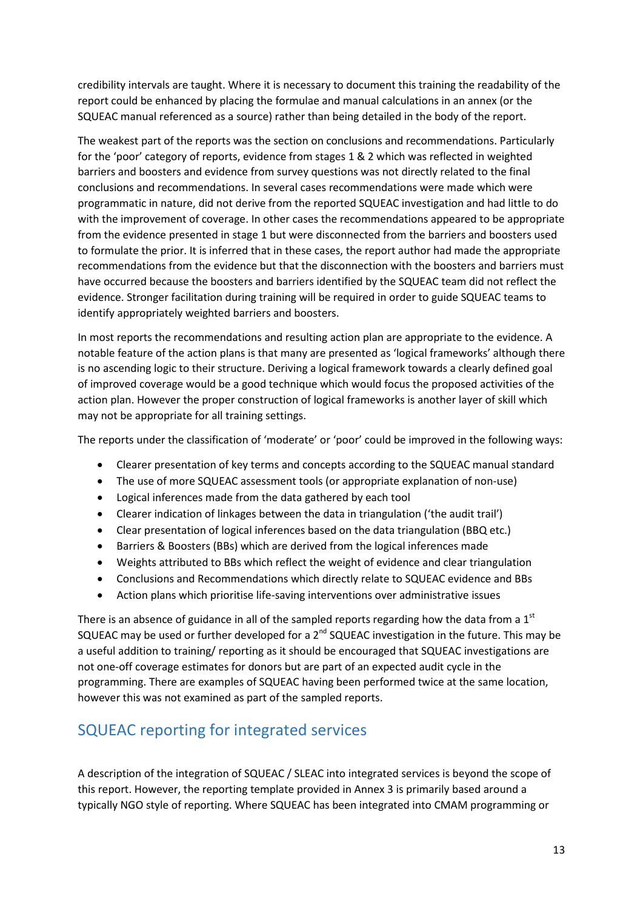credibility intervals are taught. Where it is necessary to document this training the readability of the report could be enhanced by placing the formulae and manual calculations in an annex (or the SQUEAC manual referenced as a source) rather than being detailed in the body of the report.

The weakest part of the reports was the section on conclusions and recommendations. Particularly for the 'poor' category of reports, evidence from stages 1 & 2 which was reflected in weighted barriers and boosters and evidence from survey questions was not directly related to the final conclusions and recommendations. In several cases recommendations were made which were programmatic in nature, did not derive from the reported SQUEAC investigation and had little to do with the improvement of coverage. In other cases the recommendations appeared to be appropriate from the evidence presented in stage 1 but were disconnected from the barriers and boosters used to formulate the prior. It is inferred that in these cases, the report author had made the appropriate recommendations from the evidence but that the disconnection with the boosters and barriers must have occurred because the boosters and barriers identified by the SQUEAC team did not reflect the evidence. Stronger facilitation during training will be required in order to guide SQUEAC teams to identify appropriately weighted barriers and boosters.

In most reports the recommendations and resulting action plan are appropriate to the evidence. A notable feature of the action plans is that many are presented as 'logical frameworks' although there is no ascending logic to their structure. Deriving a logical framework towards a clearly defined goal of improved coverage would be a good technique which would focus the proposed activities of the action plan. However the proper construction of logical frameworks is another layer of skill which may not be appropriate for all training settings.

The reports under the classification of 'moderate' or 'poor' could be improved in the following ways:

- Clearer presentation of key terms and concepts according to the SQUEAC manual standard
- The use of more SQUEAC assessment tools (or appropriate explanation of non-use)
- Logical inferences made from the data gathered by each tool
- Clearer indication of linkages between the data in triangulation ('the audit trail')
- Clear presentation of logical inferences based on the data triangulation (BBQ etc.)
- Barriers & Boosters (BBs) which are derived from the logical inferences made
- Weights attributed to BBs which reflect the weight of evidence and clear triangulation
- Conclusions and Recommendations which directly relate to SQUEAC evidence and BBs
- Action plans which prioritise life-saving interventions over administrative issues

There is an absence of guidance in all of the sampled reports regarding how the data from a 1st SQUEAC may be used or further developed for a 2nd SQUEAC investigation in the future. This may be a useful addition to training/ reporting as it should be encouraged that SQUEAC investigations are not one-off coverage estimates for donors but are part of an expected audit cycle in the programming. There are examples of SQUEAC having been performed twice at the same location, however this was not examined as part of the sampled reports.

## SQUEAC reporting for integrated services

A description of the integration of SQUEAC / SLEAC into integrated services is beyond the scope of this report. However, the reporting template provided in Annex 3 is primarily based around a typically NGO style of reporting. Where SQUEAC has been integrated into CMAM programming or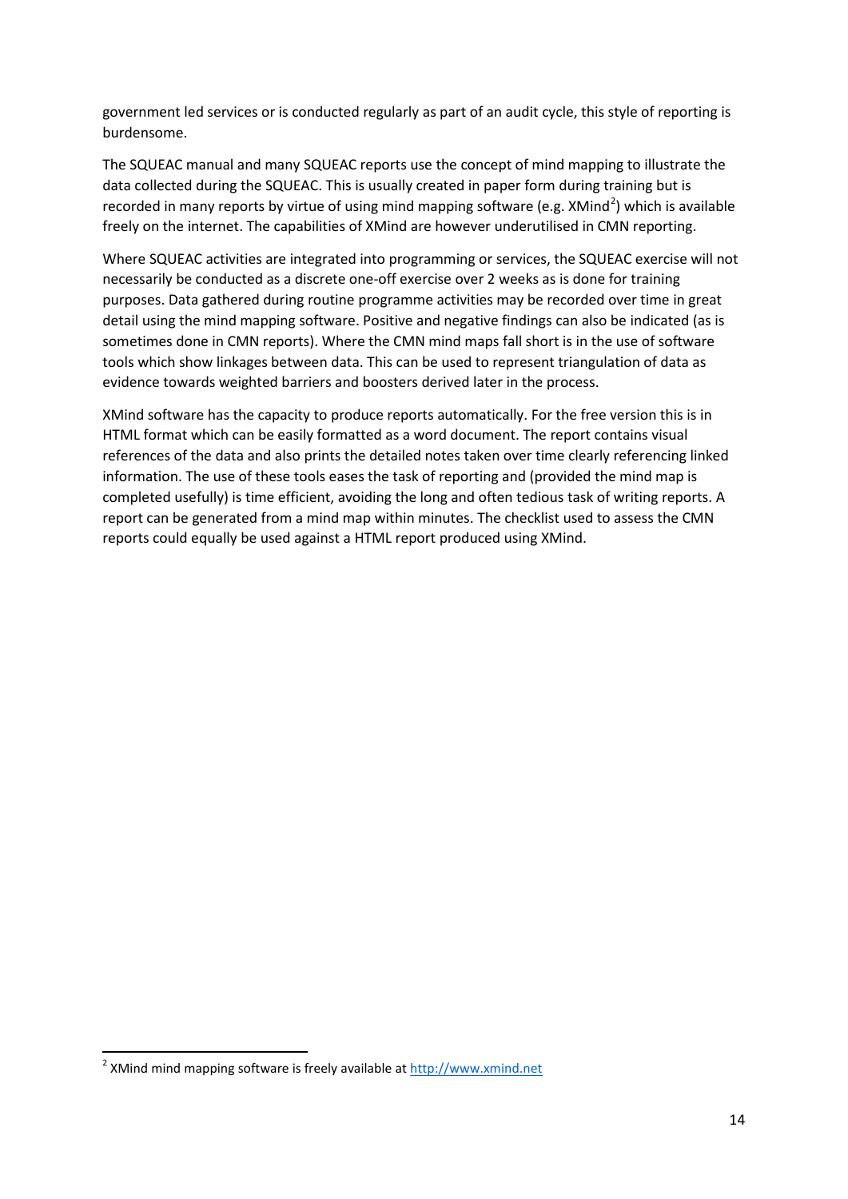government led services or is conducted regularly as part of an audit cycle, this style of reporting is burdensome.

The SQUEAC manual and many SQUEAC reports use the concept of mind mapping to illustrate the data collected during the SQUEAC. This is usually created in paper form during training but is recorded in many reports by virtue of using mind mapping software (e.g. XMind[2]) which is available freely on the internet. The capabilities of XMind are however underutilised in CMN reporting.

Where SQUEAC activities are integrated into programming or services, the SQUEAC exercise will not necessarily be conducted as a discrete one-off exercise over 2 weeks as is done for training purposes. Data gathered during routine programme activities may be recorded over time in great detail using the mind mapping software. Positive and negative findings can also be indicated (as is sometimes done in CMN reports). Where the CMN mind maps fall short is in the use of software tools which show linkages between data. This can be used to represent triangulation of data as evidence towards weighted barriers and boosters derived later in the process.

XMind software has the capacity to produce reports automatically. For the free version this is in HTML format which can be easily formatted as a word document. The report contains visual references of the data and also prints the detailed notes taken over time clearly referencing linked information. The use of these tools eases the task of reporting and (provided the mind map is completed usefully) is time efficient, avoiding the long and often tedious task of writing reports. A report can be generated from a mind map within minutes. The checklist used to assess the CMN reports could equally be used against a HTML report produced using XMind.

---

[2] XMind mind mapping software is freely available at http://www.xmind.net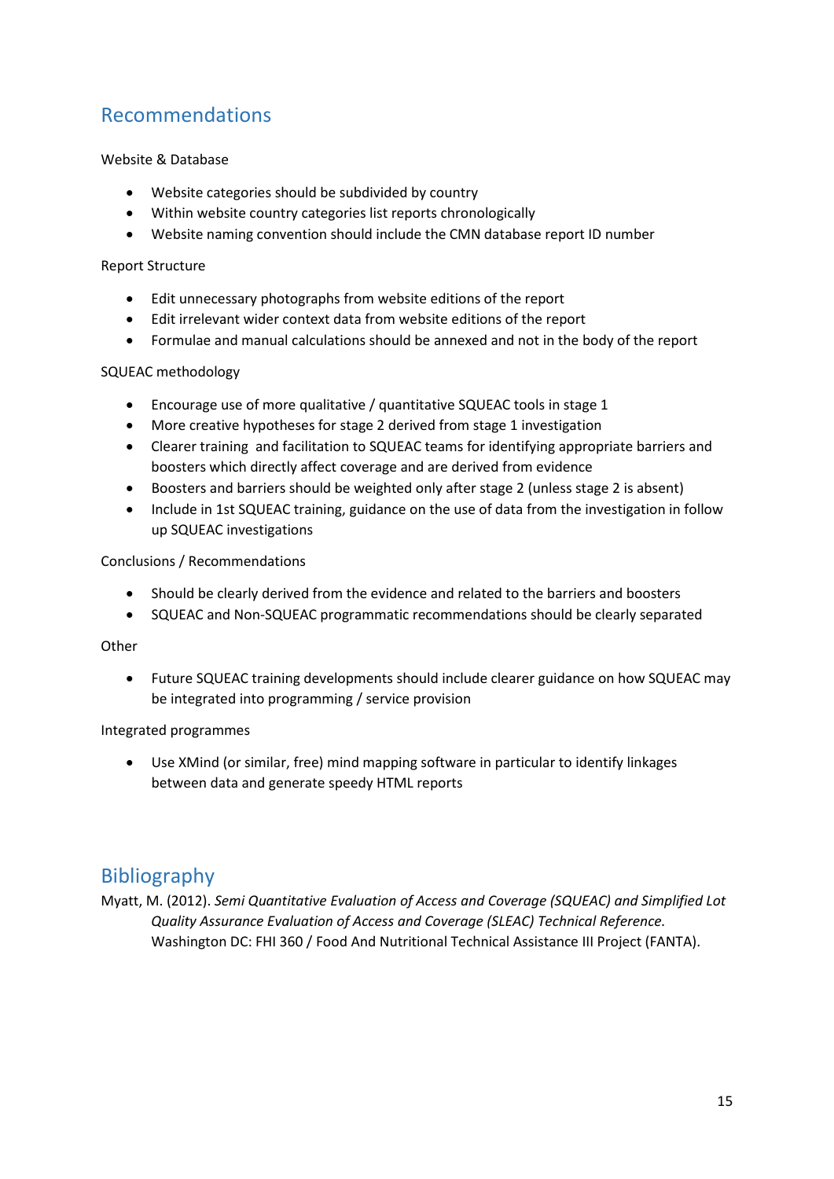## Recommendations

Website & Database

- Website categories should be subdivided by country
- Within website country categories list reports chronologically
- Website naming convention should include the CMN database report ID number

Report Structure

- Edit unnecessary photographs from website editions of the report
- Edit irrelevant wider context data from website editions of the report
- Formulae and manual calculations should be annexed and not in the body of the report

SQUEAC methodology

- Encourage use of more qualitative / quantitative SQUEAC tools in stage 1
- More creative hypotheses for stage 2 derived from stage 1 investigation
- Clearer training and facilitation to SQUEAC teams for identifying appropriate barriers and boosters which directly affect coverage and are derived from evidence
- Boosters and barriers should be weighted only after stage 2 (unless stage 2 is absent)
- Include in 1st SQUEAC training, guidance on the use of data from the investigation in follow up SQUEAC investigations

Conclusions / Recommendations

- Should be clearly derived from the evidence and related to the barriers and boosters
- SQUEAC and Non-SQUEAC programmatic recommendations should be clearly separated

Other

- Future SQUEAC training developments should include clearer guidance on how SQUEAC may be integrated into programming / service provision

Integrated programmes

- Use XMind (or similar, free) mind mapping software in particular to identify linkages between data and generate speedy HTML reports

## Bibliography

Myatt, M. (2012). *Semi Quantitative Evaluation of Access and Coverage (SQUEAC) and Simplified Lot Quality Assurance Evaluation of Access and Coverage (SLEAC) Technical Reference.* Washington DC: FHI 360 / Food And Nutritional Technical Assistance III Project (FANTA).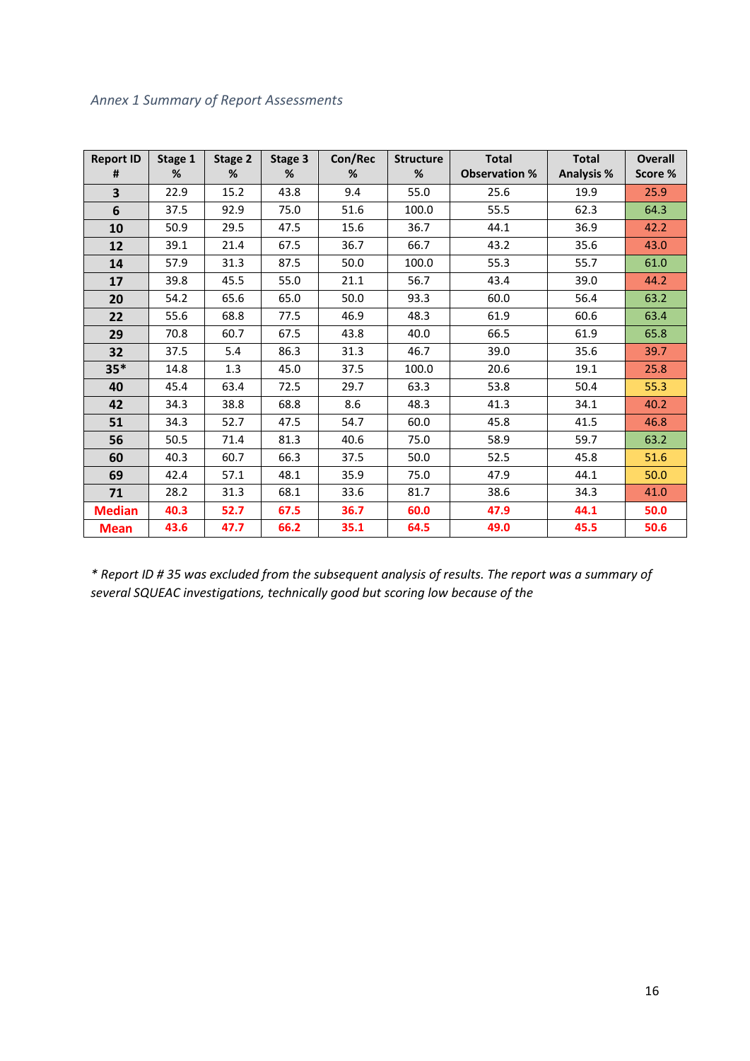*Annex 1 Summary of Report Assessments*

| Report ID # | Stage 1 % | Stage 2 % | Stage 3 % | Con/Rec % | Structure % | Total Observation % | Total Analysis % | Overall Score % |
|---|---|---|---|---|---|---|---|---|
| **3** | 22.9 | 15.2 | 43.8 | 9.4 | 55.0 | 25.6 | 19.9 | 25.9 |
| **6** | 37.5 | 92.9 | 75.0 | 51.6 | 100.0 | 55.5 | 62.3 | 64.3 |
| **10** | 50.9 | 29.5 | 47.5 | 15.6 | 36.7 | 44.1 | 36.9 | 42.2 |
| **12** | 39.1 | 21.4 | 67.5 | 36.7 | 66.7 | 43.2 | 35.6 | 43.0 |
| **14** | 57.9 | 31.3 | 87.5 | 50.0 | 100.0 | 55.3 | 55.7 | 61.0 |
| **17** | 39.8 | 45.5 | 55.0 | 21.1 | 56.7 | 43.4 | 39.0 | 44.2 |
| **20** | 54.2 | 65.6 | 65.0 | 50.0 | 93.3 | 60.0 | 56.4 | 63.2 |
| **22** | 55.6 | 68.8 | 77.5 | 46.9 | 48.3 | 61.9 | 60.6 | 63.4 |
| **29** | 70.8 | 60.7 | 67.5 | 43.8 | 40.0 | 66.5 | 61.9 | 65.8 |
| **32** | 37.5 | 5.4 | 86.3 | 31.3 | 46.7 | 39.0 | 35.6 | 39.7 |
| **35*** | 14.8 | 1.3 | 45.0 | 37.5 | 100.0 | 20.6 | 19.1 | 25.8 |
| **40** | 45.4 | 63.4 | 72.5 | 29.7 | 63.3 | 53.8 | 50.4 | 55.3 |
| **42** | 34.3 | 38.8 | 68.8 | 8.6 | 48.3 | 41.3 | 34.1 | 40.2 |
| **51** | 34.3 | 52.7 | 47.5 | 54.7 | 60.0 | 45.8 | 41.5 | 46.8 |
| **56** | 50.5 | 71.4 | 81.3 | 40.6 | 75.0 | 58.9 | 59.7 | 63.2 |
| **60** | 40.3 | 60.7 | 66.3 | 37.5 | 50.0 | 52.5 | 45.8 | 51.6 |
| **69** | 42.4 | 57.1 | 48.1 | 35.9 | 75.0 | 47.9 | 44.1 | 50.0 |
| **71** | 28.2 | 31.3 | 68.1 | 33.6 | 81.7 | 38.6 | 34.3 | 41.0 |
| **Median** | **40.3** | **52.7** | **67.5** | **36.7** | **60.0** | **47.9** | **44.1** | **50.0** |
| **Mean** | **43.6** | **47.7** | **66.2** | **35.1** | **64.5** | **49.0** | **45.5** | **50.6** |

*\* Report ID # 35 was excluded from the subsequent analysis of results. The report was a summary of several SQUEAC investigations, technically good but scoring low because of the*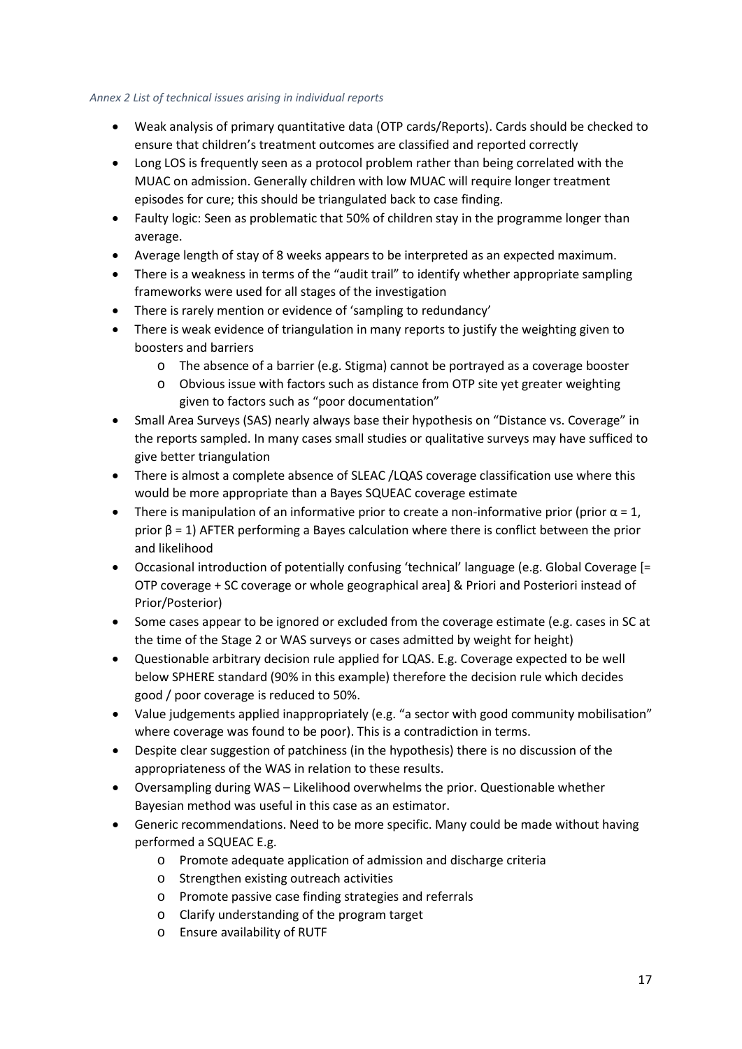*Annex 2 List of technical issues arising in individual reports*

- Weak analysis of primary quantitative data (OTP cards/Reports). Cards should be checked to ensure that children's treatment outcomes are classified and reported correctly
- Long LOS is frequently seen as a protocol problem rather than being correlated with the MUAC on admission. Generally children with low MUAC will require longer treatment episodes for cure; this should be triangulated back to case finding.
- Faulty logic: Seen as problematic that 50% of children stay in the programme longer than average.
- Average length of stay of 8 weeks appears to be interpreted as an expected maximum.
- There is a weakness in terms of the "audit trail" to identify whether appropriate sampling frameworks were used for all stages of the investigation
- There is rarely mention or evidence of 'sampling to redundancy'
- There is weak evidence of triangulation in many reports to justify the weighting given to boosters and barriers
    - The absence of a barrier (e.g. Stigma) cannot be portrayed as a coverage booster
    - Obvious issue with factors such as distance from OTP site yet greater weighting given to factors such as "poor documentation"
- Small Area Surveys (SAS) nearly always base their hypothesis on "Distance vs. Coverage" in the reports sampled. In many cases small studies or qualitative surveys may have sufficed to give better triangulation
- There is almost a complete absence of SLEAC /LQAS coverage classification use where this would be more appropriate than a Bayes SQUEAC coverage estimate
- There is manipulation of an informative prior to create a non-informative prior (prior $\alpha = 1$, prior $\beta = 1$) AFTER performing a Bayes calculation where there is conflict between the prior and likelihood
- Occasional introduction of potentially confusing 'technical' language (e.g. Global Coverage [= OTP coverage + SC coverage or whole geographical area] & Priori and Posteriori instead of Prior/Posterior)
- Some cases appear to be ignored or excluded from the coverage estimate (e.g. cases in SC at the time of the Stage 2 or WAS surveys or cases admitted by weight for height)
- Questionable arbitrary decision rule applied for LQAS. E.g. Coverage expected to be well below SPHERE standard (90% in this example) therefore the decision rule which decides good / poor coverage is reduced to 50%.
- Value judgements applied inappropriately (e.g. "a sector with good community mobilisation" where coverage was found to be poor). This is a contradiction in terms.
- Despite clear suggestion of patchiness (in the hypothesis) there is no discussion of the appropriateness of the WAS in relation to these results.
- Oversampling during WAS – Likelihood overwhelms the prior. Questionable whether Bayesian method was useful in this case as an estimator.
- Generic recommendations. Need to be more specific. Many could be made without having performed a SQUEAC E.g.
    - Promote adequate application of admission and discharge criteria
    - Strengthen existing outreach activities
    - Promote passive case finding strategies and referrals
    - Clarify understanding of the program target
    - Ensure availability of RUTF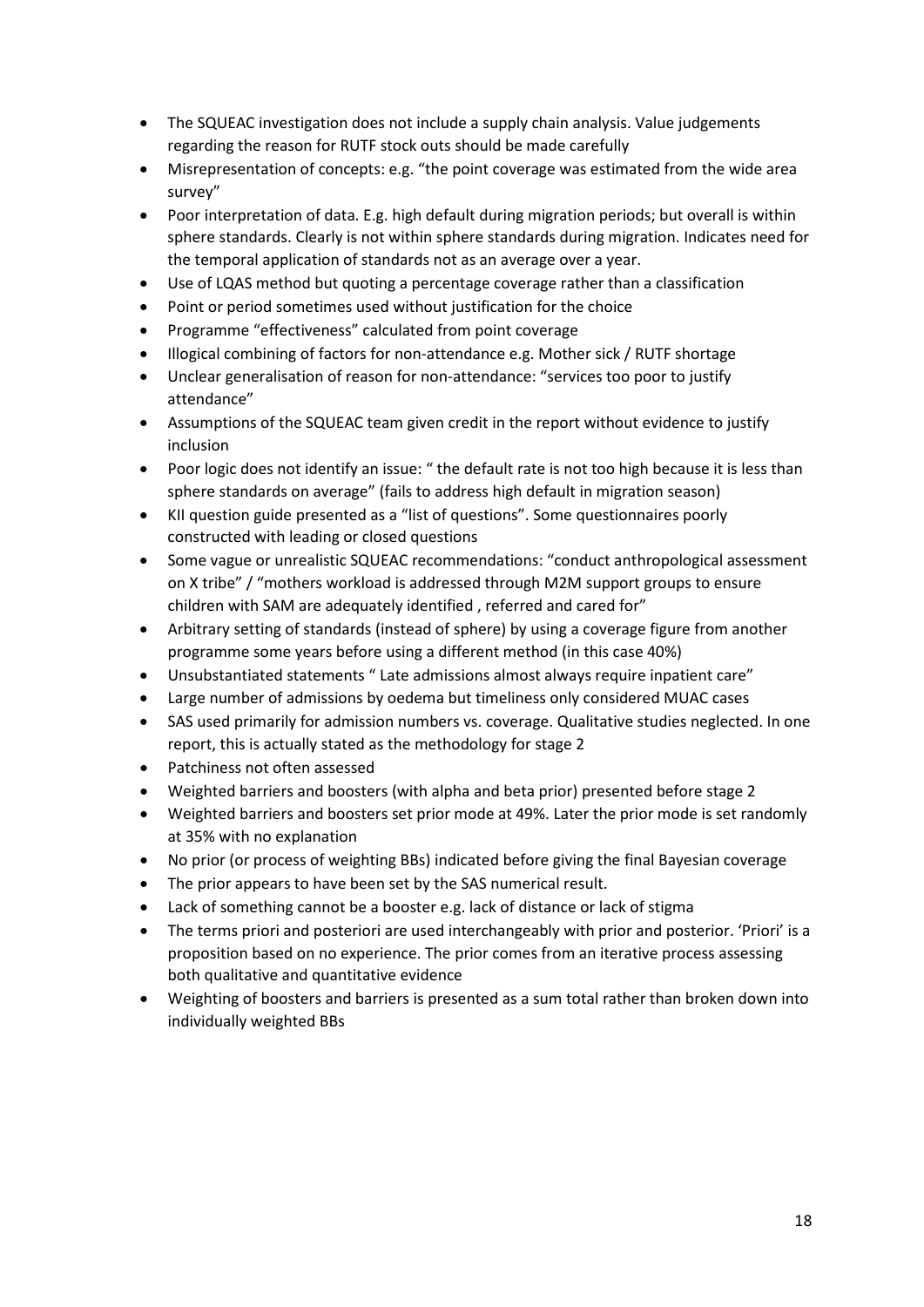- The SQUEAC investigation does not include a supply chain analysis. Value judgements regarding the reason for RUTF stock outs should be made carefully
- Misrepresentation of concepts: e.g. "the point coverage was estimated from the wide area survey"
- Poor interpretation of data. E.g. high default during migration periods; but overall is within sphere standards. Clearly is not within sphere standards during migration. Indicates need for the temporal application of standards not as an average over a year.
- Use of LQAS method but quoting a percentage coverage rather than a classification
- Point or period sometimes used without justification for the choice
- Programme "effectiveness" calculated from point coverage
- Illogical combining of factors for non-attendance e.g. Mother sick / RUTF shortage
- Unclear generalisation of reason for non-attendance: "services too poor to justify attendance"
- Assumptions of the SQUEAC team given credit in the report without evidence to justify inclusion
- Poor logic does not identify an issue: " the default rate is not too high because it is less than sphere standards on average" (fails to address high default in migration season)
- KII question guide presented as a "list of questions". Some questionnaires poorly constructed with leading or closed questions
- Some vague or unrealistic SQUEAC recommendations: "conduct anthropological assessment on X tribe" / "mothers workload is addressed through M2M support groups to ensure children with SAM are adequately identified , referred and cared for"
- Arbitrary setting of standards (instead of sphere) by using a coverage figure from another programme some years before using a different method (in this case 40%)
- Unsubstantiated statements " Late admissions almost always require inpatient care"
- Large number of admissions by oedema but timeliness only considered MUAC cases
- SAS used primarily for admission numbers vs. coverage. Qualitative studies neglected. In one report, this is actually stated as the methodology for stage 2
- Patchiness not often assessed
- Weighted barriers and boosters (with alpha and beta prior) presented before stage 2
- Weighted barriers and boosters set prior mode at 49%. Later the prior mode is set randomly at 35% with no explanation
- No prior (or process of weighting BBs) indicated before giving the final Bayesian coverage
- The prior appears to have been set by the SAS numerical result.
- Lack of something cannot be a booster e.g. lack of distance or lack of stigma
- The terms priori and posteriori are used interchangeably with prior and posterior. 'Priori' is a proposition based on no experience. The prior comes from an iterative process assessing both qualitative and quantitative evidence
- Weighting of boosters and barriers is presented as a sum total rather than broken down into individually weighted BBs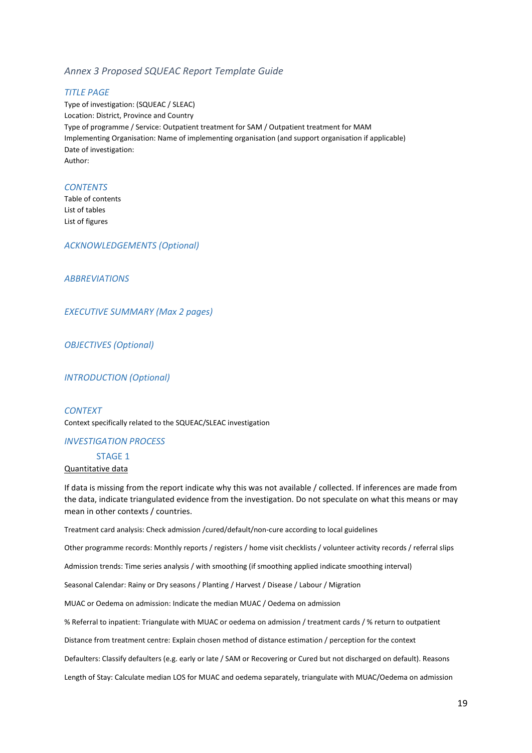# *Annex 3 Proposed SQUEAC Report Template Guide*

## *TITLE PAGE*

Type of investigation: (SQUEAC / SLEAC)
Location: District, Province and Country
Type of programme / Service: Outpatient treatment for SAM / Outpatient treatment for MAM
Implementing Organisation: Name of implementing organisation (and support organisation if applicable)
Date of investigation:
Author:

## *CONTENTS*

Table of contents
List of tables
List of figures

## *ACKNOWLEDGEMENTS (Optional)*

## *ABBREVIATIONS*

## *EXECUTIVE SUMMARY (Max 2 pages)*

## *OBJECTIVES (Optional)*

## *INTRODUCTION (Optional)*

## *CONTEXT*

Context specifically related to the SQUEAC/SLEAC investigation

## *INVESTIGATION PROCESS*

### STAGE 1

<u>Quantitative data</u>

If data is missing from the report indicate why this was not available / collected. If inferences are made from the data, indicate triangulated evidence from the investigation. Do not speculate on what this means or may mean in other contexts / countries.

Treatment card analysis: Check admission /cured/default/non-cure according to local guidelines

Other programme records: Monthly reports / registers / home visit checklists / volunteer activity records / referral slips

Admission trends: Time series analysis / with smoothing (if smoothing applied indicate smoothing interval)

Seasonal Calendar: Rainy or Dry seasons / Planting / Harvest / Disease / Labour / Migration

MUAC or Oedema on admission: Indicate the median MUAC / Oedema on admission

% Referral to inpatient: Triangulate with MUAC or oedema on admission / treatment cards / % return to outpatient

Distance from treatment centre: Explain chosen method of distance estimation / perception for the context

Defaulters: Classify defaulters (e.g. early or late / SAM or Recovering or Cured but not discharged on default). Reasons

Length of Stay: Calculate median LOS for MUAC and oedema separately, triangulate with MUAC/Oedema on admission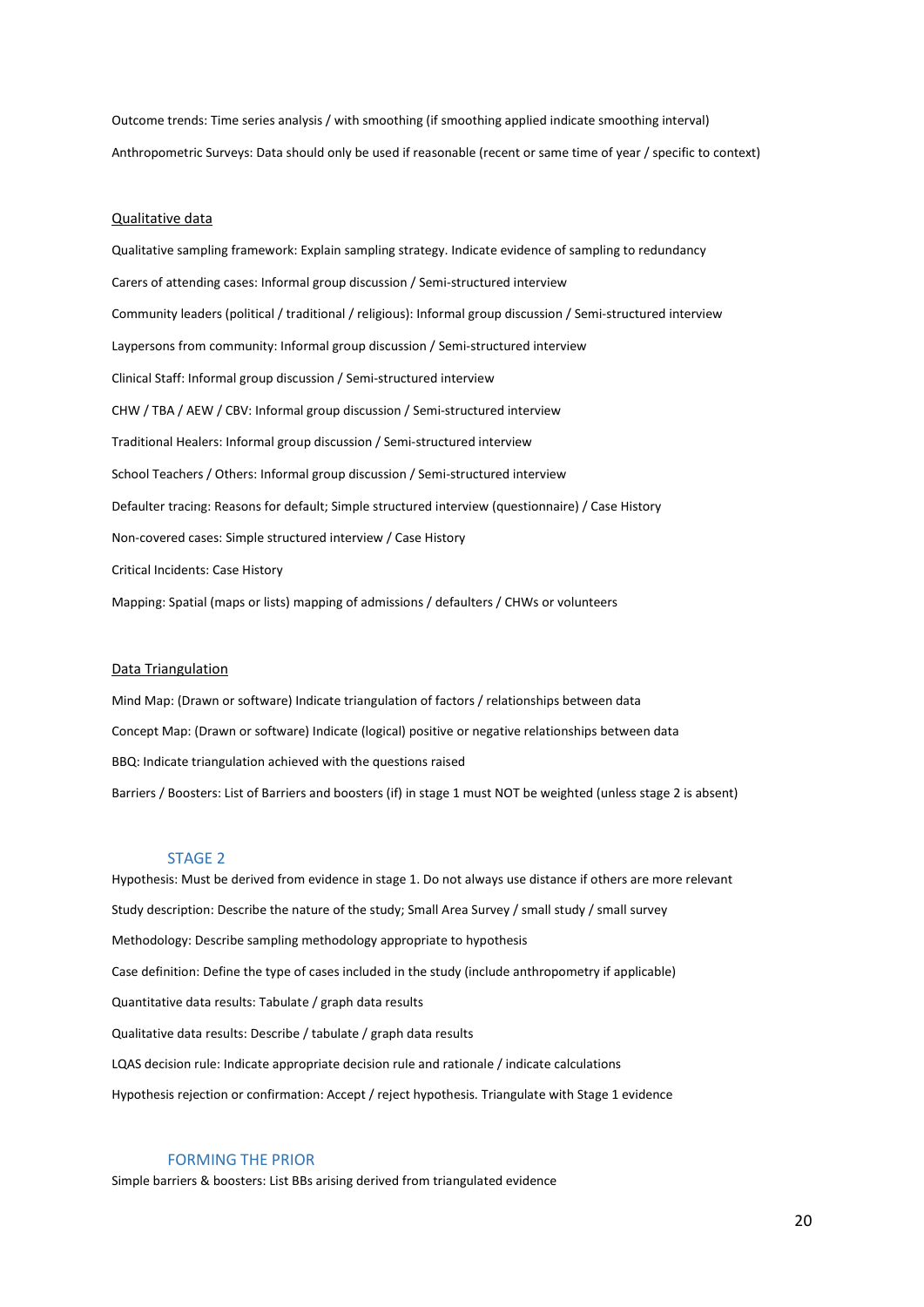Outcome trends: Time series analysis / with smoothing (if smoothing applied indicate smoothing interval)

Anthropometric Surveys: Data should only be used if reasonable (recent or same time of year / specific to context)

<u>Qualitative data</u>

Qualitative sampling framework: Explain sampling strategy. Indicate evidence of sampling to redundancy

Carers of attending cases: Informal group discussion / Semi-structured interview

Community leaders (political / traditional / religious): Informal group discussion / Semi-structured interview

Laypersons from community: Informal group discussion / Semi-structured interview

Clinical Staff: Informal group discussion / Semi-structured interview

CHW / TBA / AEW / CBV: Informal group discussion / Semi-structured interview

Traditional Healers: Informal group discussion / Semi-structured interview

School Teachers / Others: Informal group discussion / Semi-structured interview

Defaulter tracing: Reasons for default; Simple structured interview (questionnaire) / Case History

Non-covered cases: Simple structured interview / Case History

Critical Incidents: Case History

Mapping: Spatial (maps or lists) mapping of admissions / defaulters / CHWs or volunteers

<u>Data Triangulation</u>

Mind Map: (Drawn or software) Indicate triangulation of factors / relationships between data

Concept Map: (Drawn or software) Indicate (logical) positive or negative relationships between data

BBQ: Indicate triangulation achieved with the questions raised

Barriers / Boosters: List of Barriers and boosters (if) in stage 1 must NOT be weighted (unless stage 2 is absent)

## STAGE 2

Hypothesis: Must be derived from evidence in stage 1. Do not always use distance if others are more relevant

Study description: Describe the nature of the study; Small Area Survey / small study / small survey

Methodology: Describe sampling methodology appropriate to hypothesis

Case definition: Define the type of cases included in the study (include anthropometry if applicable)

Quantitative data results: Tabulate / graph data results

Qualitative data results: Describe / tabulate / graph data results

LQAS decision rule: Indicate appropriate decision rule and rationale / indicate calculations

Hypothesis rejection or confirmation: Accept / reject hypothesis. Triangulate with Stage 1 evidence

## FORMING THE PRIOR

Simple barriers & boosters: List BBs arising derived from triangulated evidence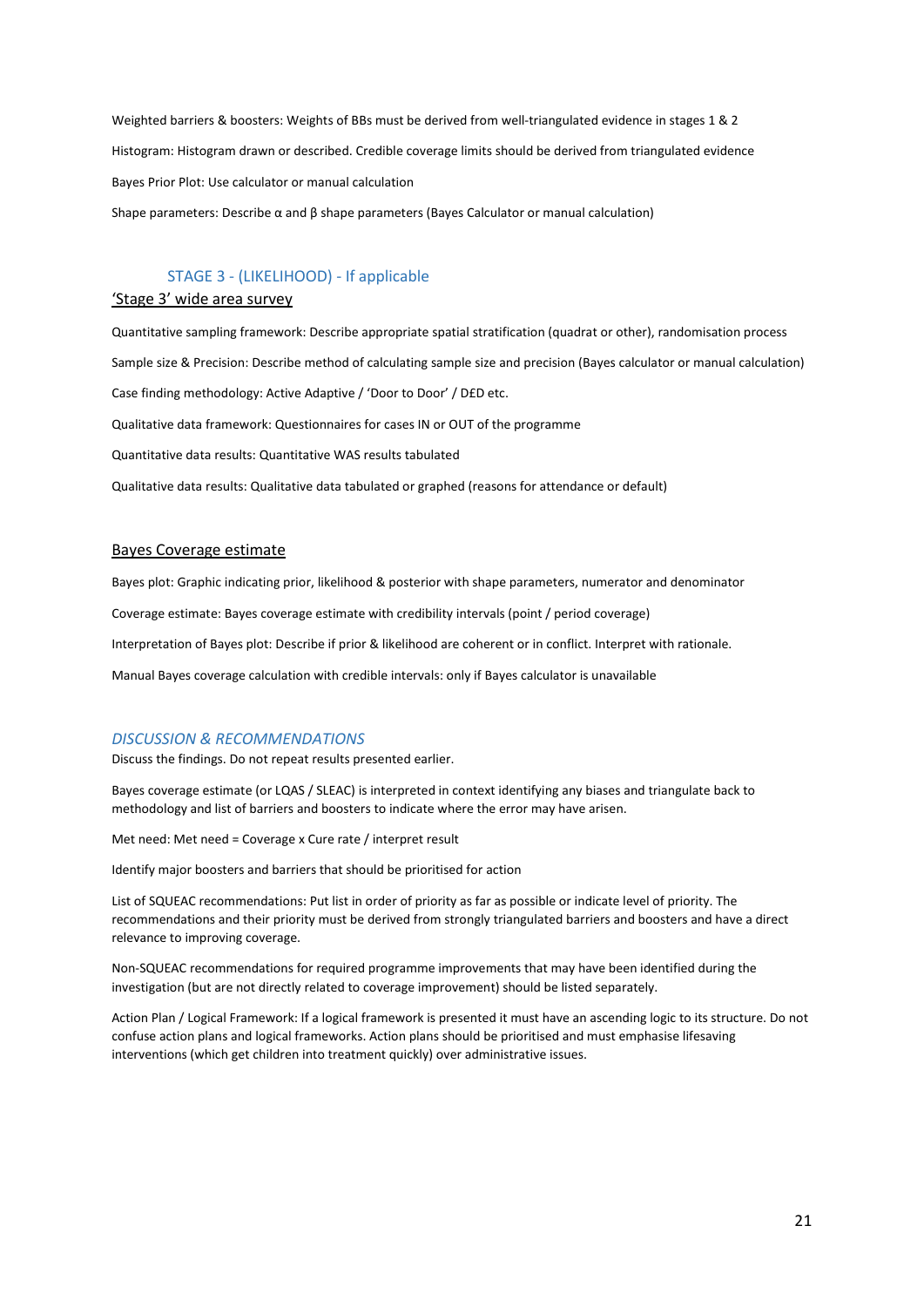Weighted barriers & boosters: Weights of BBs must be derived from well-triangulated evidence in stages 1 & 2

Histogram: Histogram drawn or described. Credible coverage limits should be derived from triangulated evidence

Bayes Prior Plot: Use calculator or manual calculation

Shape parameters: Describe α and β shape parameters (Bayes Calculator or manual calculation)

### STAGE 3 - (LIKELIHOOD) - If applicable

#### 'Stage 3' wide area survey

Quantitative sampling framework: Describe appropriate spatial stratification (quadrat or other), randomisation process

Sample size & Precision: Describe method of calculating sample size and precision (Bayes calculator or manual calculation)

Case finding methodology: Active Adaptive / 'Door to Door' / D£D etc.

Qualitative data framework: Questionnaires for cases IN or OUT of the programme

Quantitative data results: Quantitative WAS results tabulated

Qualitative data results: Qualitative data tabulated or graphed (reasons for attendance or default)

#### Bayes Coverage estimate

Bayes plot: Graphic indicating prior, likelihood & posterior with shape parameters, numerator and denominator

Coverage estimate: Bayes coverage estimate with credibility intervals (point / period coverage)

Interpretation of Bayes plot: Describe if prior & likelihood are coherent or in conflict. Interpret with rationale.

Manual Bayes coverage calculation with credible intervals: only if Bayes calculator is unavailable

### *DISCUSSION & RECOMMENDATIONS*

Discuss the findings. Do not repeat results presented earlier.

Bayes coverage estimate (or LQAS / SLEAC) is interpreted in context identifying any biases and triangulate back to methodology and list of barriers and boosters to indicate where the error may have arisen.

Met need: Met need = Coverage x Cure rate / interpret result

Identify major boosters and barriers that should be prioritised for action

List of SQUEAC recommendations: Put list in order of priority as far as possible or indicate level of priority. The recommendations and their priority must be derived from strongly triangulated barriers and boosters and have a direct relevance to improving coverage.

Non-SQUEAC recommendations for required programme improvements that may have been identified during the investigation (but are not directly related to coverage improvement) should be listed separately.

Action Plan / Logical Framework: If a logical framework is presented it must have an ascending logic to its structure. Do not confuse action plans and logical frameworks. Action plans should be prioritised and must emphasise lifesaving interventions (which get children into treatment quickly) over administrative issues.